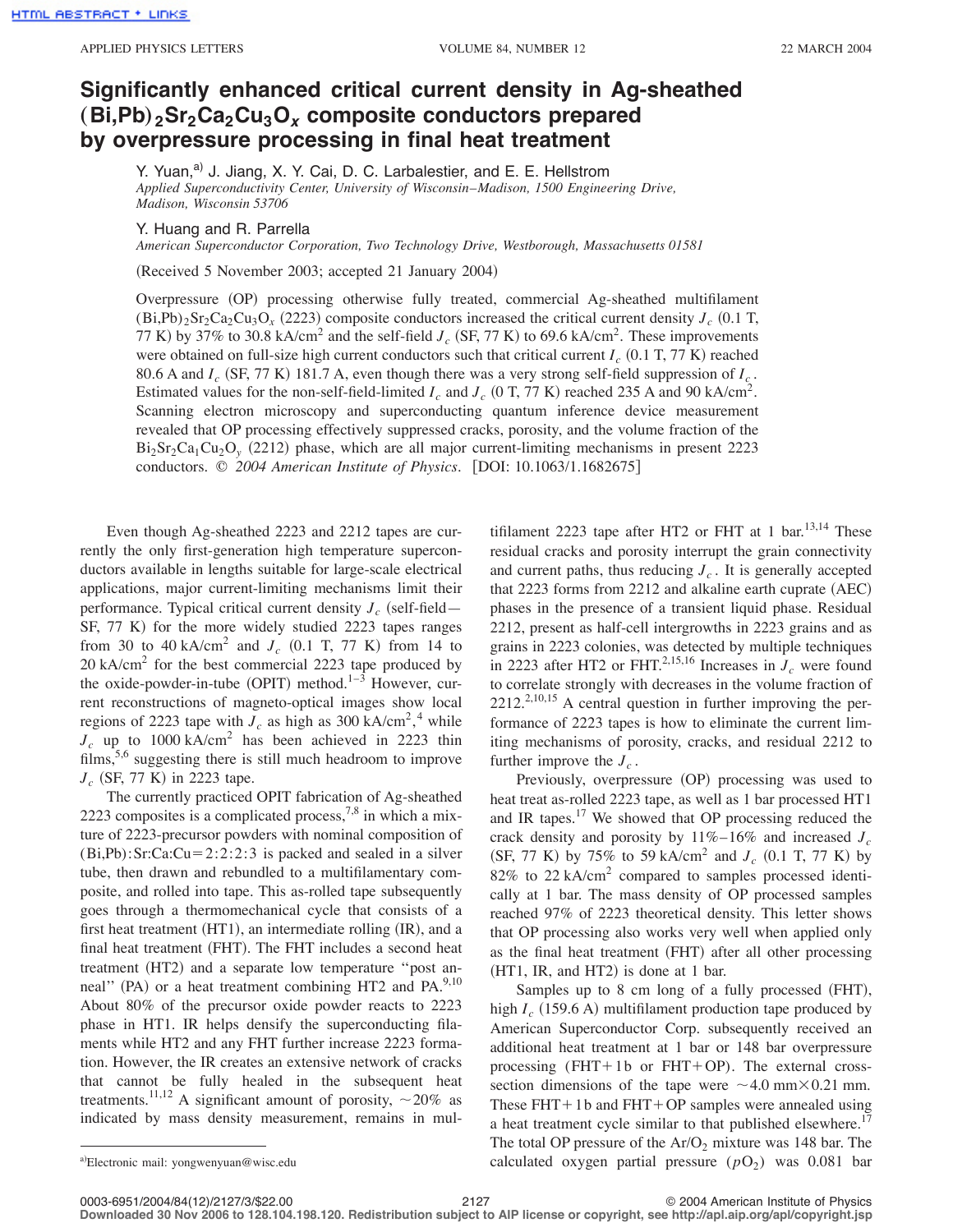# Significantly enhanced critical current density in Ag-sheathed $(Bi,Pb)_2Sr_2Ca_2Cu_3O_x$ composite conductors prepared by overpressure processing in final heat treatment

Y. Yuan,[a] J. Jiang, X. Y. Cai, D. C. Larbalestier, and E. E. Hellstrom

*Applied Superconductivity Center, University of Wisconsin–Madison, 1500 Engineering Drive, Madison, Wisconsin 53706*

Y. Huang and R. Parrella

*American Superconductor Corporation, Two Technology Drive, Westborough, Massachusetts 01581*

(Received 5 November 2003; accepted 21 January 2004)

Overpressure (OP) processing otherwise fully treated, commercial Ag-sheathed multifilament $(Bi,Pb)_2Sr_2Ca_2Cu_3O_x$ (2223) composite conductors increased the critical current density $J_c$ (0.1 T, 77 K) by 37% to 30.8 kA/cm$^2$ and the self-field $J_c$ (SF, 77 K) to 69.6 kA/cm$^2$. These improvements were obtained on full-size high current conductors such that critical current $I_c$ (0.1 T, 77 K) reached 80.6 A and $I_c$ (SF, 77 K) 181.7 A, even though there was a very strong self-field suppression of $I_c$. Estimated values for the non-self-field-limited $I_c$ and $J_c$ (0 T, 77 K) reached 235 A and 90 kA/cm$^2$. Scanning electron microscopy and superconducting quantum inference device measurement revealed that OP processing effectively suppressed cracks, porosity, and the volume fraction of the $Bi_2Sr_2Ca_1Cu_2O_y$ (2212) phase, which are all major current-limiting mechanisms in present 2223 conductors. © *2004 American Institute of Physics*. [DOI: 10.1063/1.1682675]

Even though Ag-sheathed 2223 and 2212 tapes are currently the only first-generation high temperature superconductors available in lengths suitable for large-scale electrical applications, major current-limiting mechanisms limit their performance. Typical critical current density $J_c$ (self-field—SF, 77 K) for the more widely studied 2223 tapes ranges from 30 to 40 kA/cm$^2$ and $J_c$ (0.1 T, 77 K) from 14 to 20 kA/cm$^2$ for the best commercial 2223 tape produced by the oxide-powder-in-tube (OPIT) method.[1–3] However, current reconstructions of magneto-optical images show local regions of 2223 tape with $J_c$ as high as 300 kA/cm$^2$,[4] while $J_c$ up to 1000 kA/cm$^2$ has been achieved in 2223 thin films,[5,6] suggesting there is still much headroom to improve $J_c$ (SF, 77 K) in 2223 tape.

The currently practiced OPIT fabrication of Ag-sheathed 2223 composites is a complicated process,[7,8] in which a mixture of 2223-precursor powders with nominal composition of (Bi,Pb):Sr:Ca:Cu = 2:2:2:3 is packed and sealed in a silver tube, then drawn and rebundled to a multifilamentary composite, and rolled into tape. This as-rolled tape subsequently goes through a thermomechanical cycle that consists of a first heat treatment (HT1), an intermediate rolling (IR), and a final heat treatment (FHT). The FHT includes a second heat treatment (HT2) and a separate low temperature "post anneal" (PA) or a heat treatment combining HT2 and PA.[9,10] About 80% of the precursor oxide powder reacts to 2223 phase in HT1. IR helps densify the superconducting filaments while HT2 and any FHT further increase 2223 formation. However, the IR creates an extensive network of cracks that cannot be fully healed in the subsequent heat treatments.[11,12] A significant amount of porosity, ~20% as indicated by mass density measurement, remains in multifilament 2223 tape after HT2 or FHT at 1 bar.[13,14] These residual cracks and porosity interrupt the grain connectivity and current paths, thus reducing $J_c$. It is generally accepted that 2223 forms from 2212 and alkaline earth cuprate (AEC) phases in the presence of a transient liquid phase. Residual 2212, present as half-cell intergrowths in 2223 grains and as grains in 2223 colonies, was detected by multiple techniques in 2223 after HT2 or FHT.[2,15,16] Increases in $J_c$ were found to correlate strongly with decreases in the volume fraction of 2212.[2,10,15] A central question in further improving the performance of 2223 tapes is how to eliminate the current limiting mechanisms of porosity, cracks, and residual 2212 to further improve the $J_c$.

Previously, overpressure (OP) processing was used to heat treat as-rolled 2223 tape, as well as 1 bar processed HT1 and IR tapes.[17] We showed that OP processing reduced the crack density and porosity by 11%–16% and increased $J_c$ (SF, 77 K) by 75% to 59 kA/cm$^2$ and $J_c$ (0.1 T, 77 K) by 82% to 22 kA/cm$^2$ compared to samples processed identically at 1 bar. The mass density of OP processed samples reached 97% of 2223 theoretical density. This letter shows that OP processing also works very well when applied only as the final heat treatment (FHT) after all other processing (HT1, IR, and HT2) is done at 1 bar.

Samples up to 8 cm long of a fully processed (FHT), high $I_c$ (159.6 A) multifilament production tape produced by American Superconductor Corp. subsequently received an additional heat treatment at 1 bar or 148 bar overpressure processing (FHT+1b or FHT+OP). The external cross-section dimensions of the tape were ~4.0 mm×0.21 mm. These FHT+1b and FHT+OP samples were annealed using a heat treatment cycle similar to that published elsewhere.[17] The total OP pressure of the $Ar/O_2$ mixture was 148 bar. The calculated oxygen partial pressure ($pO_2$) was 0.081 bar

[a]Electronic mail: yongwenyuan@wisc.edu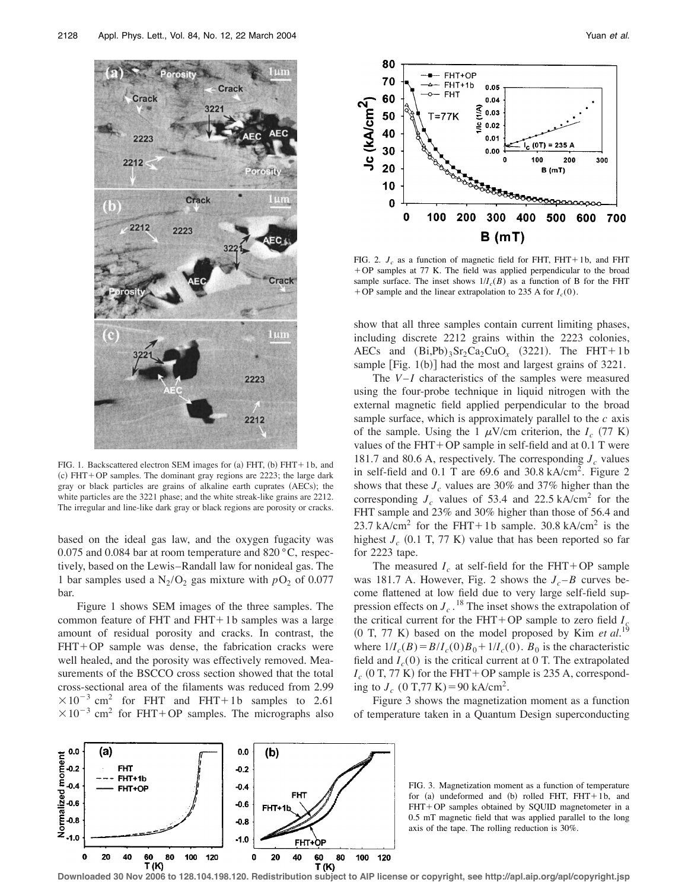FIG. 1. Backscattered electron SEM images for (a) FHT, (b) FHT+1b, and (c) FHT+OP samples. The dominant gray regions are 2223; the large dark gray or black particles are grains of alkaline earth cuprates (AECs); the white particles are the 3221 phase; and the white streak-like grains are 2212. The irregular and line-like dark gray or black regions are porosity or cracks.

based on the ideal gas law, and the oxygen fugacity was 0.075 and 0.084 bar at room temperature and 820 °C, respectively, based on the Lewis–Randall law for nonideal gas. The 1 bar samples used a $N_2/O_2$ gas mixture with $pO_2$ of 0.077 bar.

Figure 1 shows SEM images of the three samples. The common feature of FHT and FHT+1b samples was a large amount of residual porosity and cracks. In contrast, the FHT+OP sample was dense, the fabrication cracks were well healed, and the porosity was effectively removed. Measurements of the BSCCO cross section showed that the total cross-sectional area of the filaments was reduced from $2.99 \times 10^{-3}$ cm$^2$ for FHT and FHT+1b samples to $2.61 \times 10^{-3}$ cm$^2$ for FHT+OP samples. The micrographs also show that all three samples contain current limiting phases, including discrete 2212 grains within the 2223 colonies, AECs and $(Bi,Pb)_3Sr_2Ca_2CuO_x$ (3221). The FHT+1b sample [Fig. 1(b)] had the most and largest grains of 3221.

FIG. 2. $J_c$ as a function of magnetic field for FHT, FHT+1b, and FHT+OP samples at 77 K. The field was applied perpendicular to the broad sample surface. The inset shows $1/I_c(B)$ as a function of B for the FHT+OP sample and the linear extrapolation to 235 A for $I_c(0)$.

The $V$–$I$ characteristics of the samples were measured using the four-probe technique in liquid nitrogen with the external magnetic field applied perpendicular to the broad sample surface, which is approximately parallel to the $c$ axis of the sample. Using the 1 $\mu$V/cm criterion, the $I_c$ (77 K) values of the FHT+OP sample in self-field and at 0.1 T were 181.7 and 80.6 A, respectively. The corresponding $J_c$ values in self-field and 0.1 T are 69.6 and 30.8 kA/cm$^2$. Figure 2 shows that these $J_c$ values are 30% and 37% higher than the corresponding $J_c$ values of 53.4 and 22.5 kA/cm$^2$ for the FHT sample and 23% and 30% higher than those of 56.4 and 23.7 kA/cm$^2$ for the FHT+1b sample. 30.8 kA/cm$^2$ is the highest $J_c$ (0.1 T, 77 K) value that has been reported so far for 2223 tape.

The measured $I_c$ at self-field for the FHT+OP sample was 181.7 A. However, Fig. 2 shows the $J_c$–$B$ curves become flattened at low field due to very large self-field suppression effects on $J_c$.[18] The inset shows the extrapolation of the critical current for the FHT+OP sample to zero field $I_c$ (0 T, 77 K) based on the model proposed by Kim *et al.*[19] where $1/I_c(B) = B/I_c(0)B_0 + 1/I_c(0)$. $B_0$ is the characteristic field and $I_c(0)$ is the critical current at 0 T. The extrapolated $I_c$ (0 T, 77 K) for the FHT+OP sample is 235 A, corresponding to $J_c$ (0 T,77 K) = 90 kA/cm$^2$.

Figure 3 shows the magnetization moment as a function of temperature taken in a Quantum Design superconducting

FIG. 3. Magnetization moment as a function of temperature for (a) undeformed and (b) rolled FHT, FHT+1b, and FHT+OP samples obtained by SQUID magnetometer in a 0.5 mT magnetic field that was applied parallel to the long axis of the tape. The rolling reduction is 30%.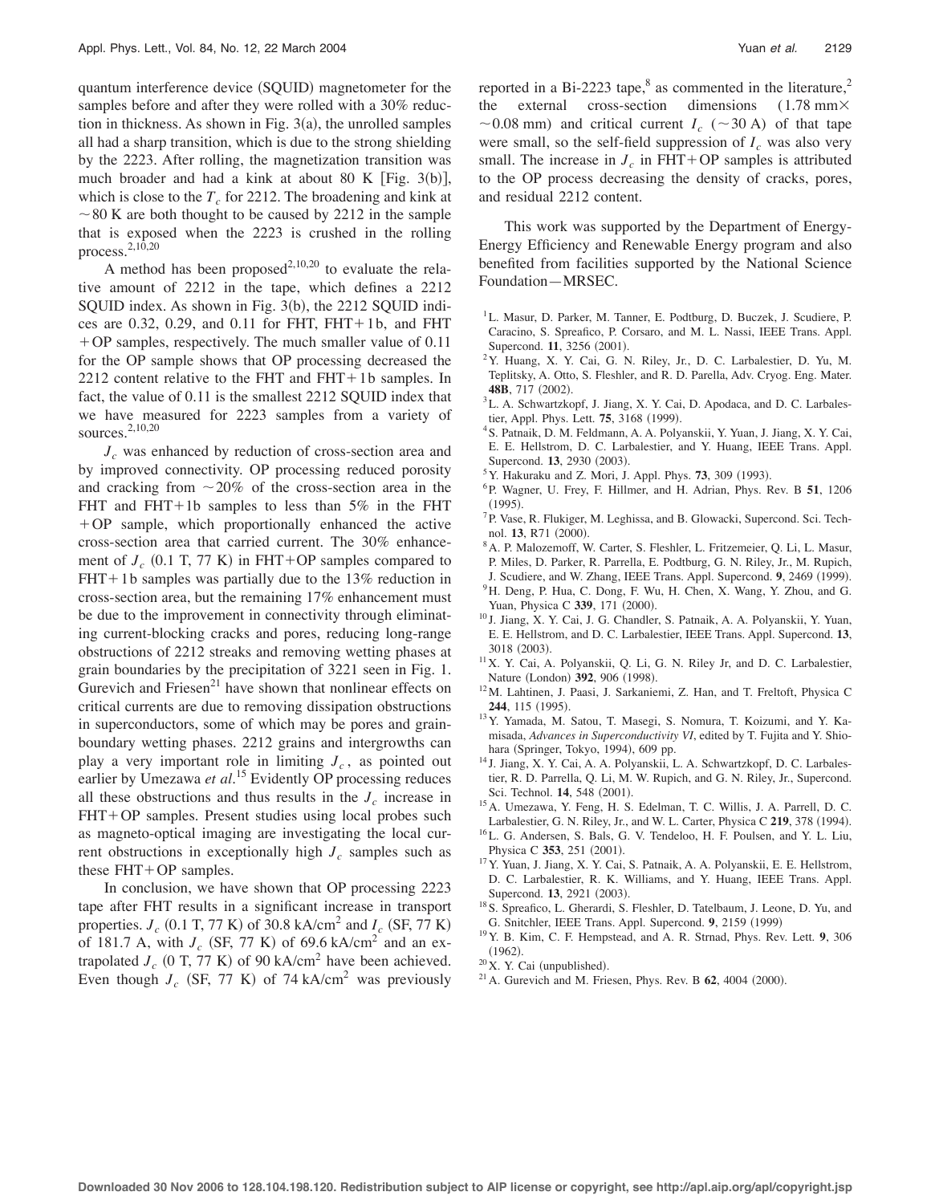quantum interference device (SQUID) magnetometer for the samples before and after they were rolled with a 30% reduction in thickness. As shown in Fig. 3(a), the unrolled samples all had a sharp transition, which is due to the strong shielding by the 2223. After rolling, the magnetization transition was much broader and had a kink at about 80 K [Fig. 3(b)], which is close to the $T_c$ for 2212. The broadening and kink at $\sim$80 K are both thought to be caused by 2212 in the sample that is exposed when the 2223 is crushed in the rolling process.[2,10,20]

A method has been proposed[2,10,20] to evaluate the relative amount of 2212 in the tape, which defines a 2212 SQUID index. As shown in Fig. 3(b), the 2212 SQUID indices are 0.32, 0.29, and 0.11 for FHT, FHT+1b, and FHT+OP samples, respectively. The much smaller value of 0.11 for the OP sample shows that OP processing decreased the 2212 content relative to the FHT and FHT+1b samples. In fact, the value of 0.11 is the smallest 2212 SQUID index that we have measured for 2223 samples from a variety of sources.[2,10,20]

$J_c$ was enhanced by reduction of cross-section area and by improved connectivity. OP processing reduced porosity and cracking from $\sim$20% of the cross-section area in the FHT and FHT+1b samples to less than 5% in the FHT+OP sample, which proportionally enhanced the active cross-section area that carried current. The 30% enhancement of $J_c$ (0.1 T, 77 K) in FHT+OP samples compared to FHT+1b samples was partially due to the 13% reduction in cross-section area, but the remaining 17% enhancement must be due to the improvement in connectivity through eliminating current-blocking cracks and pores, reducing long-range obstructions of 2212 streaks and removing wetting phases at grain boundaries by the precipitation of 3221 seen in Fig. 1. Gurevich and Friesen[21] have shown that nonlinear effects on critical currents are due to removing dissipation obstructions in superconductors, some of which may be pores and grain-boundary wetting phases. 2212 grains and intergrowths can play a very important role in limiting $J_c$, as pointed out earlier by Umezawa *et al.*[15] Evidently OP processing reduces all these obstructions and thus results in the $J_c$ increase in FHT+OP samples. Present studies using local probes such as magneto-optical imaging are investigating the local current obstructions in exceptionally high $J_c$ samples such as these FHT+OP samples.

In conclusion, we have shown that OP processing 2223 tape after FHT results in a significant increase in transport properties. $J_c$ (0.1 T, 77 K) of 30.8 kA/cm$^2$ and $I_c$ (SF, 77 K) of 181.7 A, with $J_c$ (SF, 77 K) of 69.6 kA/cm$^2$ and an extrapolated $J_c$ (0 T, 77 K) of 90 kA/cm$^2$ have been achieved. Even though $J_c$ (SF, 77 K) of 74 kA/cm$^2$ was previously reported in a Bi-2223 tape,[8] as commented in the literature,[2] the external cross-section dimensions (1.78 mm$\times$ $\sim$0.08 mm) and critical current $I_c$ ($\sim$30 A) of that tape were small, so the self-field suppression of $I_c$ was also very small. The increase in $J_c$ in FHT+OP samples is attributed to the OP process decreasing the density of cracks, pores, and residual 2212 content.

This work was supported by the Department of Energy-Energy Efficiency and Renewable Energy program and also benefited from facilities supported by the National Science Foundation—MRSEC.

[1] L. Masur, D. Parker, M. Tanner, E. Podtburg, D. Buczek, J. Scudiere, P. Caracino, S. Spreafico, P. Corsaro, and M. L. Nassi, IEEE Trans. Appl. Supercond. **11**, 3256 (2001).

[2] Y. Huang, X. Y. Cai, G. N. Riley, Jr., D. C. Larbalestier, D. Yu, M. Teplitsky, A. Otto, S. Fleshler, and R. D. Parella, Adv. Cryog. Eng. Mater. **48B**, 717 (2002).

[3] L. A. Schwartzkopf, J. Jiang, X. Y. Cai, D. Apodaca, and D. C. Larbalestier, Appl. Phys. Lett. **75**, 3168 (1999).

[4] S. Patnaik, D. M. Feldmann, A. A. Polyanskii, Y. Yuan, J. Jiang, X. Y. Cai, E. E. Hellstrom, D. C. Larbalestier, and Y. Huang, IEEE Trans. Appl. Supercond. **13**, 2930 (2003).

[5] Y. Hakuraku and Z. Mori, J. Appl. Phys. **73**, 309 (1993).

[6] P. Wagner, U. Frey, F. Hillmer, and H. Adrian, Phys. Rev. B **51**, 1206 (1995).

[7] P. Vase, R. Flukiger, M. Leghissa, and B. Glowacki, Supercond. Sci. Technol. **13**, R71 (2000).

[8] A. P. Malozemoff, W. Carter, S. Fleshler, L. Fritzemeier, Q. Li, L. Masur, P. Miles, D. Parker, R. Parrella, E. Podtburg, G. N. Riley, Jr., M. Rupich, J. Scudiere, and W. Zhang, IEEE Trans. Appl. Supercond. **9**, 2469 (1999).

[9] H. Deng, P. Hua, C. Dong, F. Wu, H. Chen, X. Wang, Y. Zhou, and G. Yuan, Physica C **339**, 171 (2000).

[10] J. Jiang, X. Y. Cai, J. G. Chandler, S. Patnaik, A. A. Polyanskii, Y. Yuan, E. E. Hellstrom, and D. C. Larbalestier, IEEE Trans. Appl. Supercond. **13**, 3018 (2003).

[11] X. Y. Cai, A. Polyanskii, Q. Li, G. N. Riley Jr, and D. C. Larbalestier, Nature (London) **392**, 906 (1998).

[12] M. Lahtinen, J. Paasi, J. Sarkaniemi, Z. Han, and T. Freltoft, Physica C **244**, 115 (1995).

[13] Y. Yamada, M. Satou, T. Masegi, S. Nomura, T. Koizumi, and Y. Kamisada, *Advances in Superconductivity VI*, edited by T. Fujita and Y. Shiohara (Springer, Tokyo, 1994), 609 pp.

[14] J. Jiang, X. Y. Cai, A. A. Polyanskii, L. A. Schwartzkopf, D. C. Larbalestier, R. D. Parrella, Q. Li, M. W. Rupich, and G. N. Riley, Jr., Supercond. Sci. Technol. **14**, 548 (2001).

[15] A. Umezawa, Y. Feng, H. S. Edelman, T. C. Willis, J. A. Parrell, D. C. Larbalestier, G. N. Riley, Jr., and W. L. Carter, Physica C **219**, 378 (1994).

[16] L. G. Andersen, S. Bals, G. V. Tendeloo, H. F. Poulsen, and Y. L. Liu, Physica C **353**, 251 (2001).

[17] Y. Yuan, J. Jiang, X. Y. Cai, S. Patnaik, A. A. Polyanskii, E. E. Hellstrom, D. C. Larbalestier, R. K. Williams, and Y. Huang, IEEE Trans. Appl. Supercond. **13**, 2921 (2003).

[18] S. Spreafico, L. Gherardi, S. Fleshler, D. Tatelbaum, J. Leone, D. Yu, and G. Snitchler, IEEE Trans. Appl. Supercond. **9**, 2159 (1999)

[19] Y. B. Kim, C. F. Hempstead, and A. R. Strnad, Phys. Rev. Lett. **9**, 306 (1962).

[20] X. Y. Cai (unpublished).

[21] A. Gurevich and M. Friesen, Phys. Rev. B **62**, 4004 (2000).